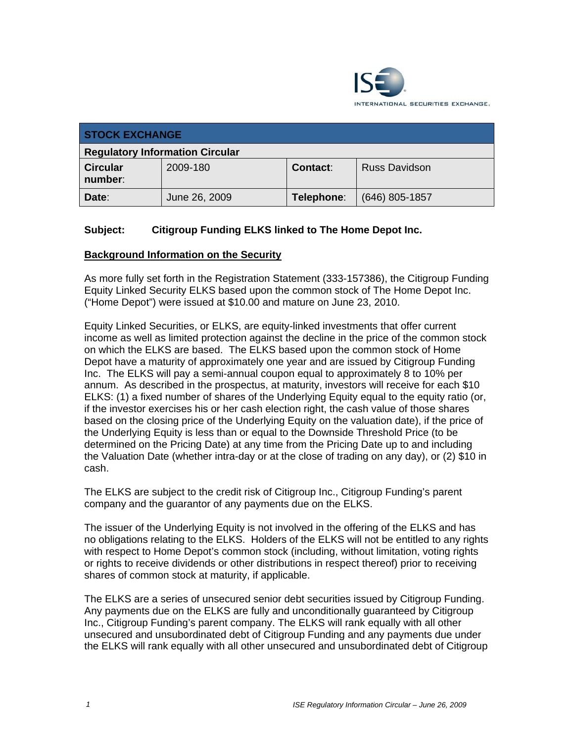ISE INTERNATIONAL SECURITIES EXCHANGE.

| STOCK EXCHANGE | | | |
|---|---|---|---|
| **Regulatory Information Circular** | | | |
| **Circular number**: | 2009-180 | **Contact**: | Russ Davidson |
| **Date**: | June 26, 2009 | **Telephone**: | (646) 805-1857 |

**Subject: Citigroup Funding ELKS linked to The Home Depot Inc.**

## Background Information on the Security

As more fully set forth in the Registration Statement (333-157386), the Citigroup Funding Equity Linked Security ELKS based upon the common stock of The Home Depot Inc. ("Home Depot") were issued at $10.00 and mature on June 23, 2010.

Equity Linked Securities, or ELKS, are equity-linked investments that offer current income as well as limited protection against the decline in the price of the common stock on which the ELKS are based. The ELKS based upon the common stock of Home Depot have a maturity of approximately one year and are issued by Citigroup Funding Inc. The ELKS will pay a semi-annual coupon equal to approximately 8 to 10% per annum. As described in the prospectus, at maturity, investors will receive for each $10 ELKS: (1) a fixed number of shares of the Underlying Equity equal to the equity ratio (or, if the investor exercises his or her cash election right, the cash value of those shares based on the closing price of the Underlying Equity on the valuation date), if the price of the Underlying Equity is less than or equal to the Downside Threshold Price (to be determined on the Pricing Date) at any time from the Pricing Date up to and including the Valuation Date (whether intra-day or at the close of trading on any day), or (2) $10 in cash.

The ELKS are subject to the credit risk of Citigroup Inc., Citigroup Funding's parent company and the guarantor of any payments due on the ELKS.

The issuer of the Underlying Equity is not involved in the offering of the ELKS and has no obligations relating to the ELKS. Holders of the ELKS will not be entitled to any rights with respect to Home Depot's common stock (including, without limitation, voting rights or rights to receive dividends or other distributions in respect thereof) prior to receiving shares of common stock at maturity, if applicable.

The ELKS are a series of unsecured senior debt securities issued by Citigroup Funding. Any payments due on the ELKS are fully and unconditionally guaranteed by Citigroup Inc., Citigroup Funding's parent company. The ELKS will rank equally with all other unsecured and unsubordinated debt of Citigroup Funding and any payments due under the ELKS will rank equally with all other unsecured and unsubordinated debt of Citigroup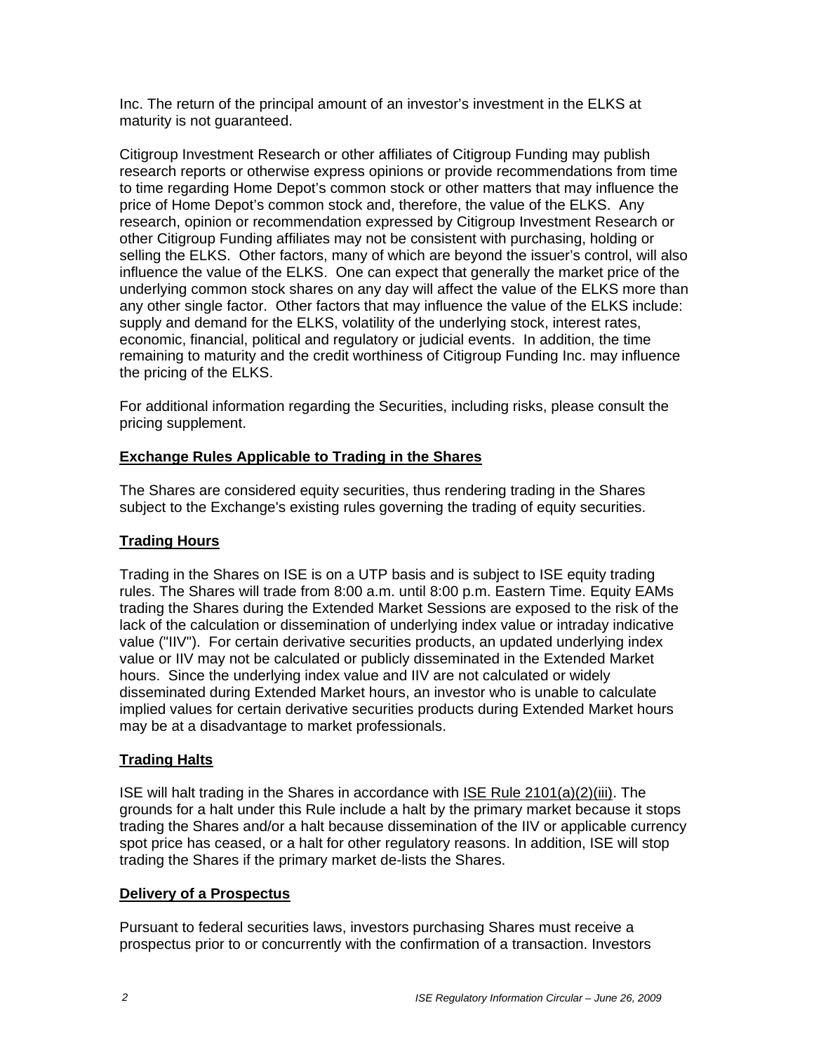Inc. The return of the principal amount of an investor's investment in the ELKS at maturity is not guaranteed.

Citigroup Investment Research or other affiliates of Citigroup Funding may publish research reports or otherwise express opinions or provide recommendations from time to time regarding Home Depot's common stock or other matters that may influence the price of Home Depot's common stock and, therefore, the value of the ELKS. Any research, opinion or recommendation expressed by Citigroup Investment Research or other Citigroup Funding affiliates may not be consistent with purchasing, holding or selling the ELKS. Other factors, many of which are beyond the issuer's control, will also influence the value of the ELKS. One can expect that generally the market price of the underlying common stock shares on any day will affect the value of the ELKS more than any other single factor. Other factors that may influence the value of the ELKS include: supply and demand for the ELKS, volatility of the underlying stock, interest rates, economic, financial, political and regulatory or judicial events. In addition, the time remaining to maturity and the credit worthiness of Citigroup Funding Inc. may influence the pricing of the ELKS.

For additional information regarding the Securities, including risks, please consult the pricing supplement.

## Exchange Rules Applicable to Trading in the Shares

The Shares are considered equity securities, thus rendering trading in the Shares subject to the Exchange's existing rules governing the trading of equity securities.

## Trading Hours

Trading in the Shares on ISE is on a UTP basis and is subject to ISE equity trading rules. The Shares will trade from 8:00 a.m. until 8:00 p.m. Eastern Time. Equity EAMs trading the Shares during the Extended Market Sessions are exposed to the risk of the lack of the calculation or dissemination of underlying index value or intraday indicative value ("IIV"). For certain derivative securities products, an updated underlying index value or IIV may not be calculated or publicly disseminated in the Extended Market hours. Since the underlying index value and IIV are not calculated or widely disseminated during Extended Market hours, an investor who is unable to calculate implied values for certain derivative securities products during Extended Market hours may be at a disadvantage to market professionals.

## Trading Halts

ISE will halt trading in the Shares in accordance with ISE Rule 2101(a)(2)(iii). The grounds for a halt under this Rule include a halt by the primary market because it stops trading the Shares and/or a halt because dissemination of the IIV or applicable currency spot price has ceased, or a halt for other regulatory reasons. In addition, ISE will stop trading the Shares if the primary market de-lists the Shares.

## Delivery of a Prospectus

Pursuant to federal securities laws, investors purchasing Shares must receive a prospectus prior to or concurrently with the confirmation of a transaction. Investors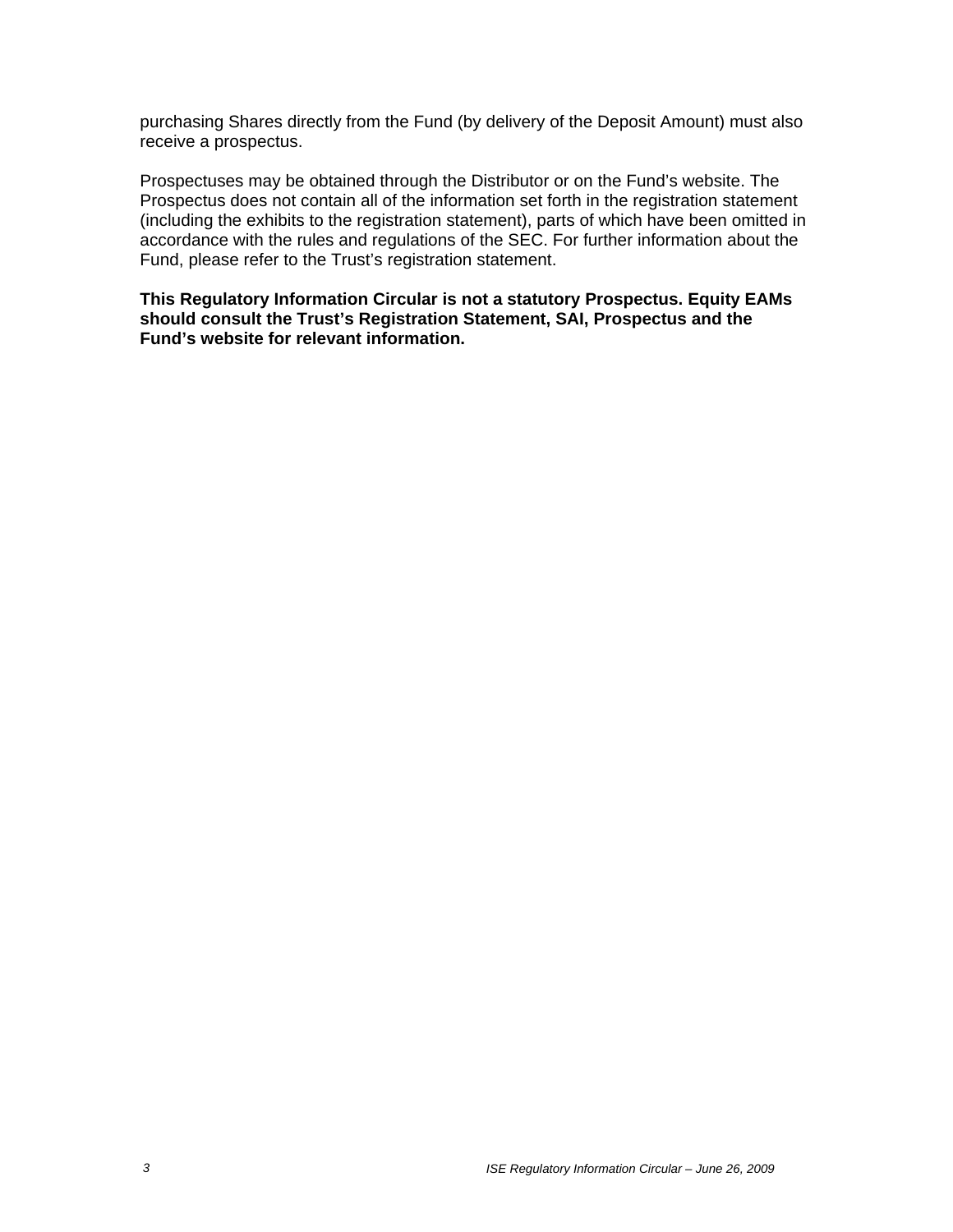purchasing Shares directly from the Fund (by delivery of the Deposit Amount) must also receive a prospectus.

Prospectuses may be obtained through the Distributor or on the Fund's website. The Prospectus does not contain all of the information set forth in the registration statement (including the exhibits to the registration statement), parts of which have been omitted in accordance with the rules and regulations of the SEC. For further information about the Fund, please refer to the Trust's registration statement.

**This Regulatory Information Circular is not a statutory Prospectus. Equity EAMs should consult the Trust's Registration Statement, SAI, Prospectus and the Fund's website for relevant information.**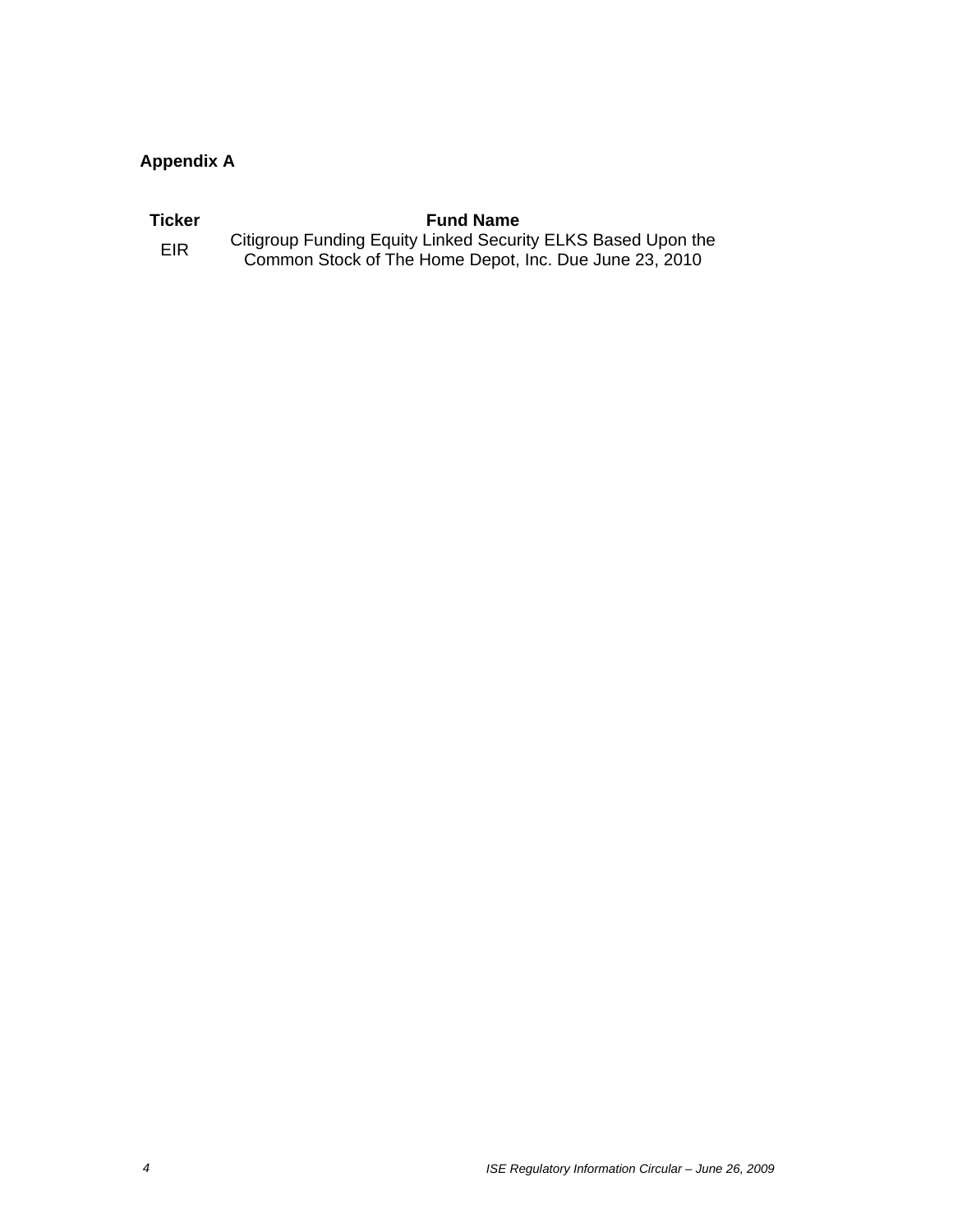**Appendix A**

| Ticker | Fund Name |
|---|---|
| EIR | Citigroup Funding Equity Linked Security ELKS Based Upon the Common Stock of The Home Depot, Inc. Due June 23, 2010 |